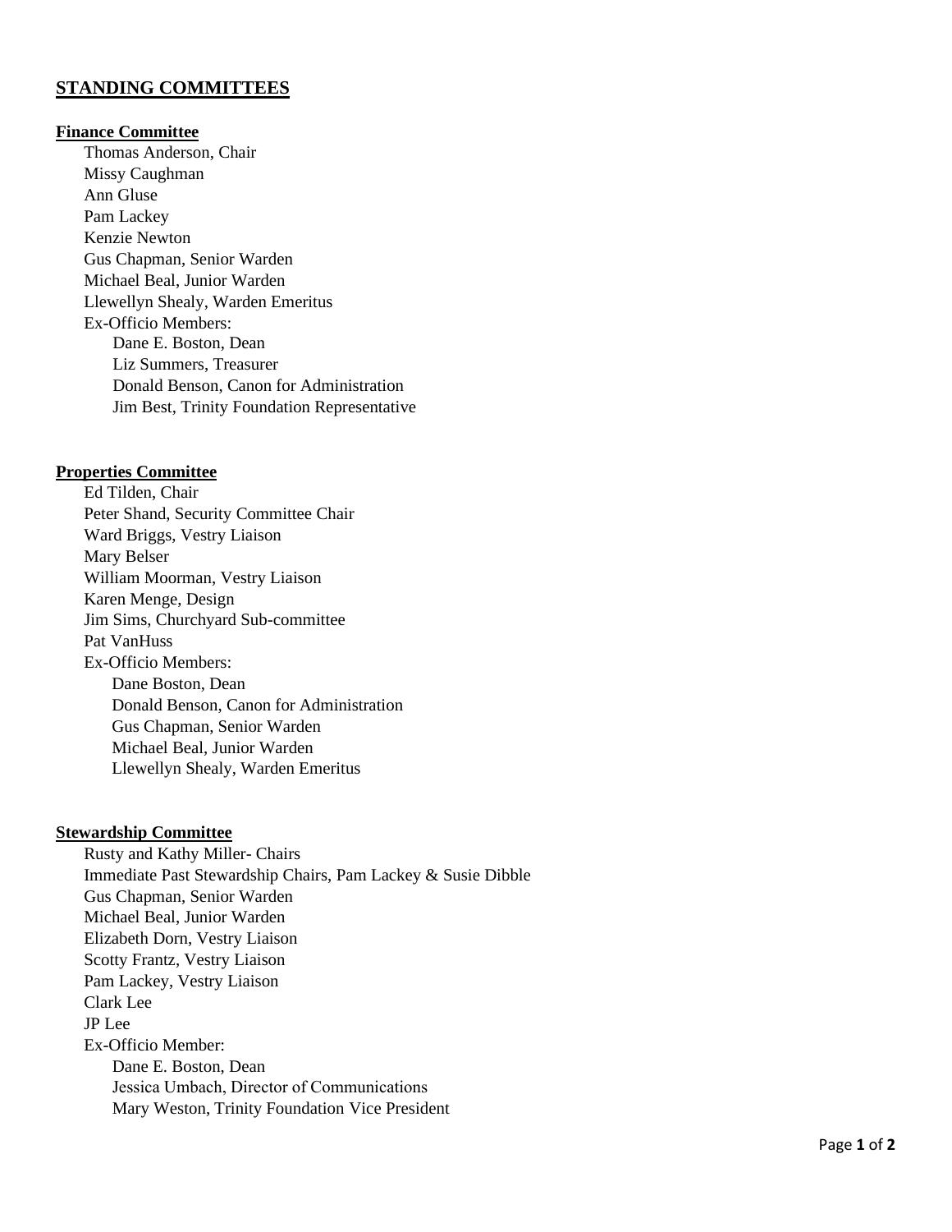## STANDING COMMITTEES

### Finance Committee

- Thomas Anderson, Chair
- Missy Caughman
- Ann Gluse
- Pam Lackey
- Kenzie Newton
- Gus Chapman, Senior Warden
- Michael Beal, Junior Warden
- Llewellyn Shealy, Warden Emeritus
- Ex-Officio Members:
  - Dane E. Boston, Dean
  - Liz Summers, Treasurer
  - Donald Benson, Canon for Administration
  - Jim Best, Trinity Foundation Representative

### Properties Committee

- Ed Tilden, Chair
- Peter Shand, Security Committee Chair
- Ward Briggs, Vestry Liaison
- Mary Belser
- William Moorman, Vestry Liaison
- Karen Menge, Design
- Jim Sims, Churchyard Sub-committee
- Pat VanHuss
- Ex-Officio Members:
  - Dane Boston, Dean
  - Donald Benson, Canon for Administration
  - Gus Chapman, Senior Warden
  - Michael Beal, Junior Warden
  - Llewellyn Shealy, Warden Emeritus

### Stewardship Committee

- Rusty and Kathy Miller- Chairs
- Immediate Past Stewardship Chairs, Pam Lackey & Susie Dibble
- Gus Chapman, Senior Warden
- Michael Beal, Junior Warden
- Elizabeth Dorn, Vestry Liaison
- Scotty Frantz, Vestry Liaison
- Pam Lackey, Vestry Liaison
- Clark Lee
- JP Lee
- Ex-Officio Member:
  - Dane E. Boston, Dean
  - Jessica Umbach, Director of Communications
  - Mary Weston, Trinity Foundation Vice President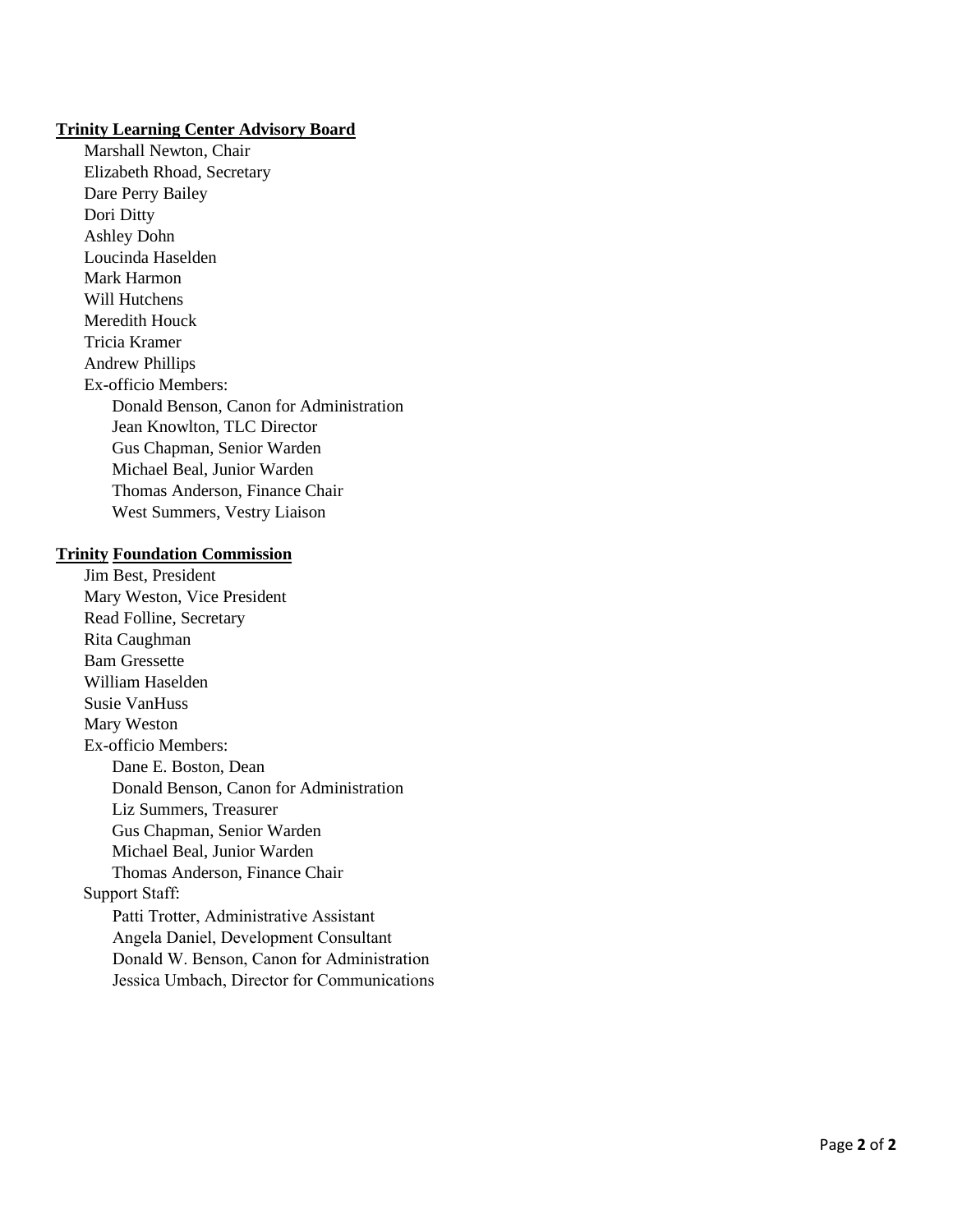**Trinity Learning Center Advisory Board**

- Marshall Newton, Chair
- Elizabeth Rhoad, Secretary
- Dare Perry Bailey
- Dori Ditty
- Ashley Dohn
- Loucinda Haselden
- Mark Harmon
- Will Hutchens
- Meredith Houck
- Tricia Kramer
- Andrew Phillips
- Ex-officio Members:
  - Donald Benson, Canon for Administration
  - Jean Knowlton, TLC Director
  - Gus Chapman, Senior Warden
  - Michael Beal, Junior Warden
  - Thomas Anderson, Finance Chair
  - West Summers, Vestry Liaison

**Trinity Foundation Commission**

- Jim Best, President
- Mary Weston, Vice President
- Read Folline, Secretary
- Rita Caughman
- Bam Gressette
- William Haselden
- Susie VanHuss
- Mary Weston
- Ex-officio Members:
  - Dane E. Boston, Dean
  - Donald Benson, Canon for Administration
  - Liz Summers, Treasurer
  - Gus Chapman, Senior Warden
  - Michael Beal, Junior Warden
  - Thomas Anderson, Finance Chair
- Support Staff:
  - Patti Trotter, Administrative Assistant
  - Angela Daniel, Development Consultant
  - Donald W. Benson, Canon for Administration
  - Jessica Umbach, Director for Communications